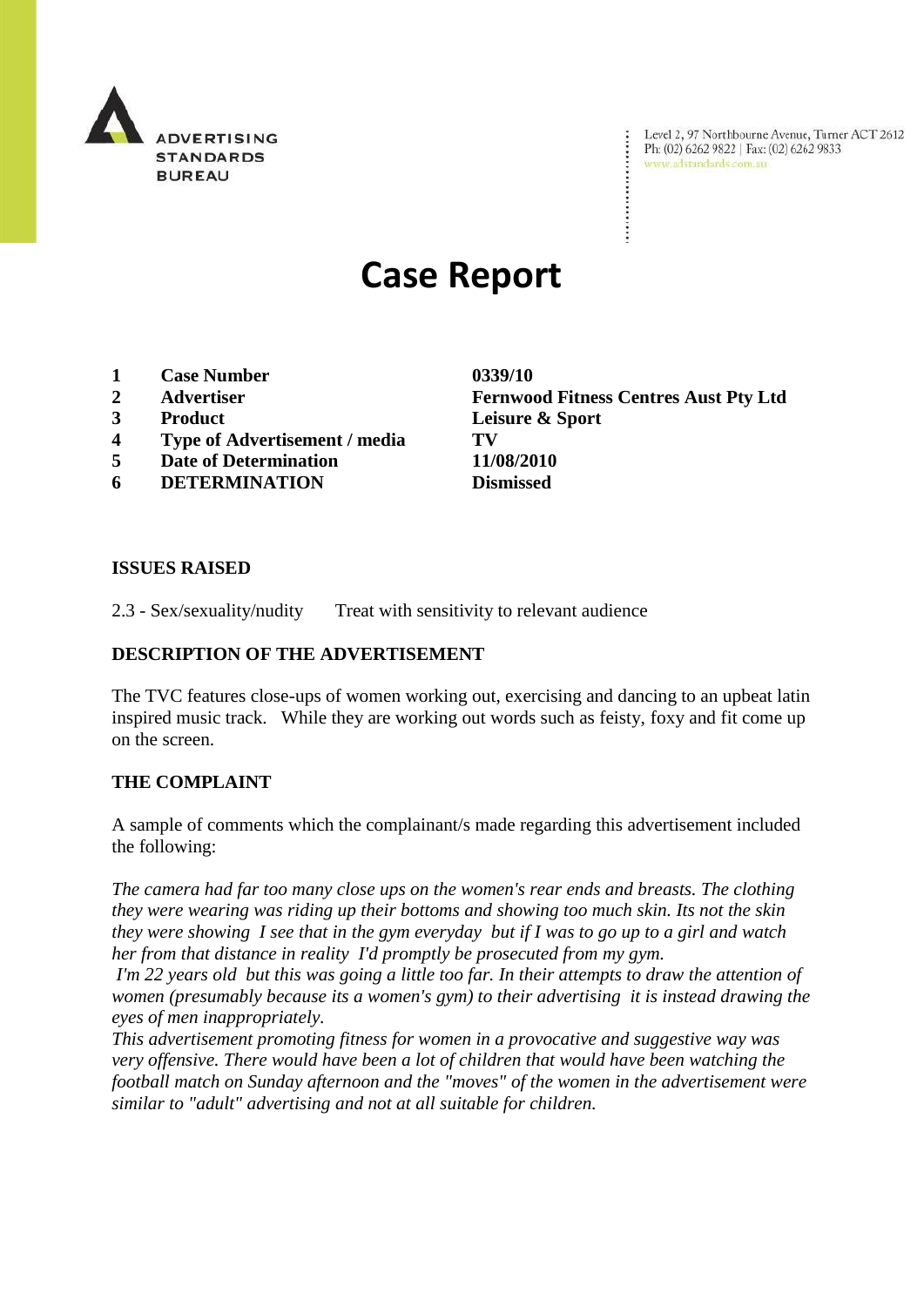ADVERTISING STANDARDS BUREAU

Level 2, 97 Northbourne Avenue, Turner ACT 2612
Ph: (02) 6262 9822 | Fax: (02) 6262 9833
www.adstandards.com.au

# Case Report

| | | |
|---|---|---|
| 1 | **Case Number** | **0339/10** |
| 2 | **Advertiser** | **Fernwood Fitness Centres Aust Pty Ltd** |
| 3 | **Product** | **Leisure & Sport** |
| 4 | **Type of Advertisement / media** | **TV** |
| 5 | **Date of Determination** | **11/08/2010** |
| 6 | **DETERMINATION** | **Dismissed** |

**ISSUES RAISED**

2.3 - Sex/sexuality/nudity Treat with sensitivity to relevant audience

**DESCRIPTION OF THE ADVERTISEMENT**

The TVC features close-ups of women working out, exercising and dancing to an upbeat latin inspired music track. While they are working out words such as feisty, foxy and fit come up on the screen.

**THE COMPLAINT**

A sample of comments which the complainant/s made regarding this advertisement included the following:

*The camera had far too many close ups on the women's rear ends and breasts. The clothing they were wearing was riding up their bottoms and showing too much skin. Its not the skin they were showing I see that in the gym everyday but if I was to go up to a girl and watch her from that distance in reality I'd promptly be prosecuted from my gym.*
*I'm 22 years old but this was going a little too far. In their attempts to draw the attention of women (presumably because its a women's gym) to their advertising it is instead drawing the eyes of men inappropriately.*
*This advertisement promoting fitness for women in a provocative and suggestive way was very offensive. There would have been a lot of children that would have been watching the football match on Sunday afternoon and the "moves" of the women in the advertisement were similar to "adult" advertising and not at all suitable for children.*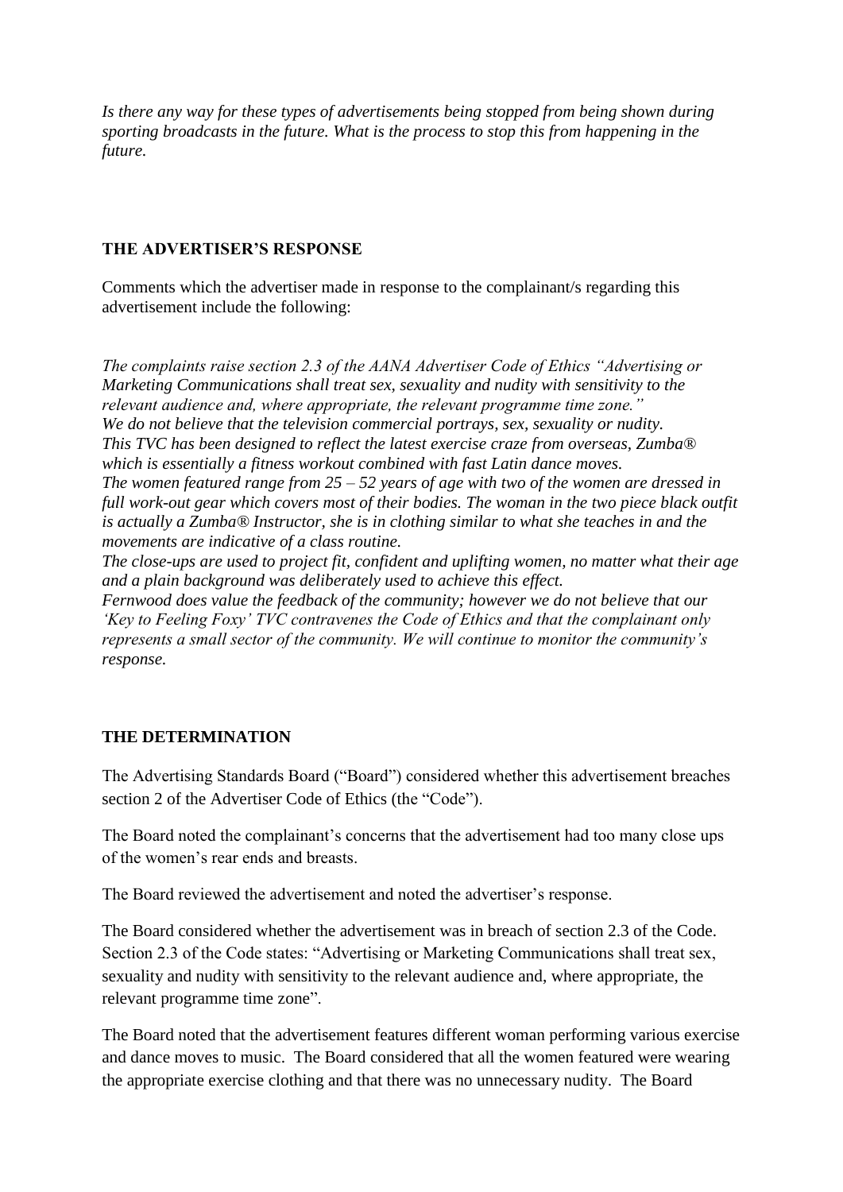*Is there any way for these types of advertisements being stopped from being shown during sporting broadcasts in the future. What is the process to stop this from happening in the future.*

## THE ADVERTISER'S RESPONSE

Comments which the advertiser made in response to the complainant/s regarding this advertisement include the following:

*The complaints raise section 2.3 of the AANA Advertiser Code of Ethics "Advertising or Marketing Communications shall treat sex, sexuality and nudity with sensitivity to the relevant audience and, where appropriate, the relevant programme time zone."*
*We do not believe that the television commercial portrays, sex, sexuality or nudity.*
*This TVC has been designed to reflect the latest exercise craze from overseas, Zumba® which is essentially a fitness workout combined with fast Latin dance moves.*
*The women featured range from 25 – 52 years of age with two of the women are dressed in full work-out gear which covers most of their bodies. The woman in the two piece black outfit is actually a Zumba® Instructor, she is in clothing similar to what she teaches in and the movements are indicative of a class routine.*
*The close-ups are used to project fit, confident and uplifting women, no matter what their age and a plain background was deliberately used to achieve this effect.*
*Fernwood does value the feedback of the community; however we do not believe that our 'Key to Feeling Foxy' TVC contravenes the Code of Ethics and that the complainant only represents a small sector of the community. We will continue to monitor the community's response.*

## THE DETERMINATION

The Advertising Standards Board ("Board") considered whether this advertisement breaches section 2 of the Advertiser Code of Ethics (the "Code").

The Board noted the complainant's concerns that the advertisement had too many close ups of the women's rear ends and breasts.

The Board reviewed the advertisement and noted the advertiser's response.

The Board considered whether the advertisement was in breach of section 2.3 of the Code. Section 2.3 of the Code states: "Advertising or Marketing Communications shall treat sex, sexuality and nudity with sensitivity to the relevant audience and, where appropriate, the relevant programme time zone".

The Board noted that the advertisement features different woman performing various exercise and dance moves to music. The Board considered that all the women featured were wearing the appropriate exercise clothing and that there was no unnecessary nudity. The Board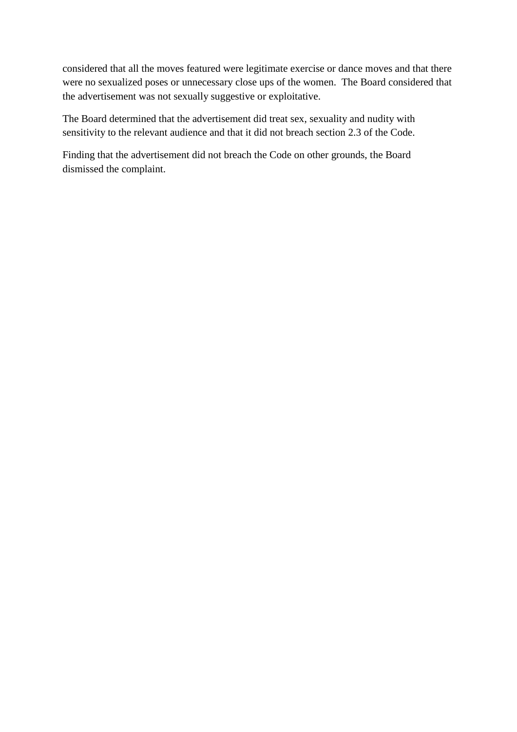considered that all the moves featured were legitimate exercise or dance moves and that there were no sexualized poses or unnecessary close ups of the women. The Board considered that the advertisement was not sexually suggestive or exploitative.

The Board determined that the advertisement did treat sex, sexuality and nudity with sensitivity to the relevant audience and that it did not breach section 2.3 of the Code.

Finding that the advertisement did not breach the Code on other grounds, the Board dismissed the complaint.